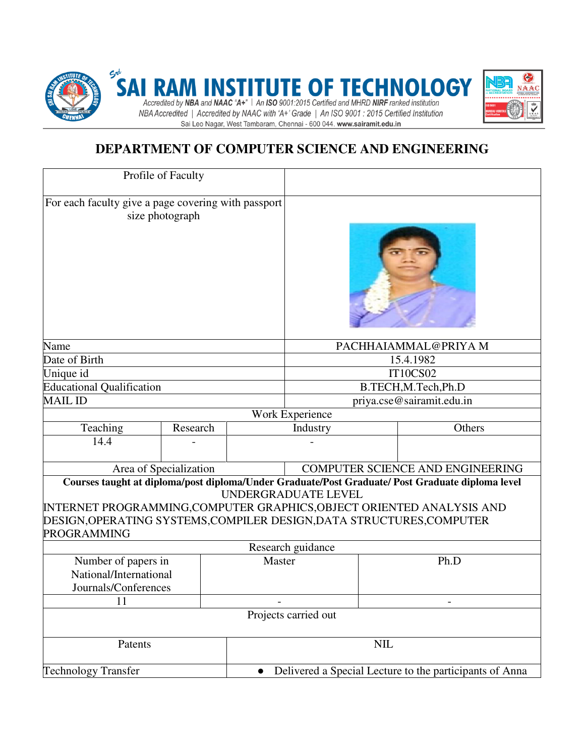# SAI RAM INSTITUTE OF TECHNOLOGY

*Accredited by NBA and NAAC "A+" | An ISO 9001:2015 Certified and MHRD NIRF ranked institution*

*NBA Accredited | Accredited by NAAC with 'A+' Grade | An ISO 9001 : 2015 Certified Institution*

Sai Leo Nagar, West Tambaram, Chennai - 600 044. www.sairamit.edu.in

## DEPARTMENT OF COMPUTER SCIENCE AND ENGINEERING

| Profile of Faculty | |
|---|---|
| For each faculty give a page covering with passport size photograph | |
| Name | PACHHAIAMMAL@PRIYA M |
| Date of Birth | 15.4.1982 |
| Unique id | IT10CS02 |
| Educational Qualification | B.TECH,M.Tech,Ph.D |
| MAIL ID | priya.cse@sairamit.edu.in |

**Work Experience**

| Teaching | Research | Industry | Others |
|---|---|---|---|
| 14.4 | - | - | |

| Area of Specialization | COMPUTER SCIENCE AND ENGINEERING |
|---|---|

**Courses taught at diploma/post diploma/Under Graduate/Post Graduate/ Post Graduate diploma level**

UNDERGRADUATE LEVEL

INTERNET PROGRAMMING,COMPUTER GRAPHICS,OBJECT ORIENTED ANALYSIS AND DESIGN,OPERATING SYSTEMS,COMPILER DESIGN,DATA STRUCTURES,COMPUTER PROGRAMMING

**Research guidance**

| Number of papers in National/International Journals/Conferences | Master | Ph.D |
|---|---|---|
| 11 | - | - |

**Projects carried out**

| Patents | NIL |
|---|---|
| Technology Transfer | • Delivered a Special Lecture to the participants of Anna |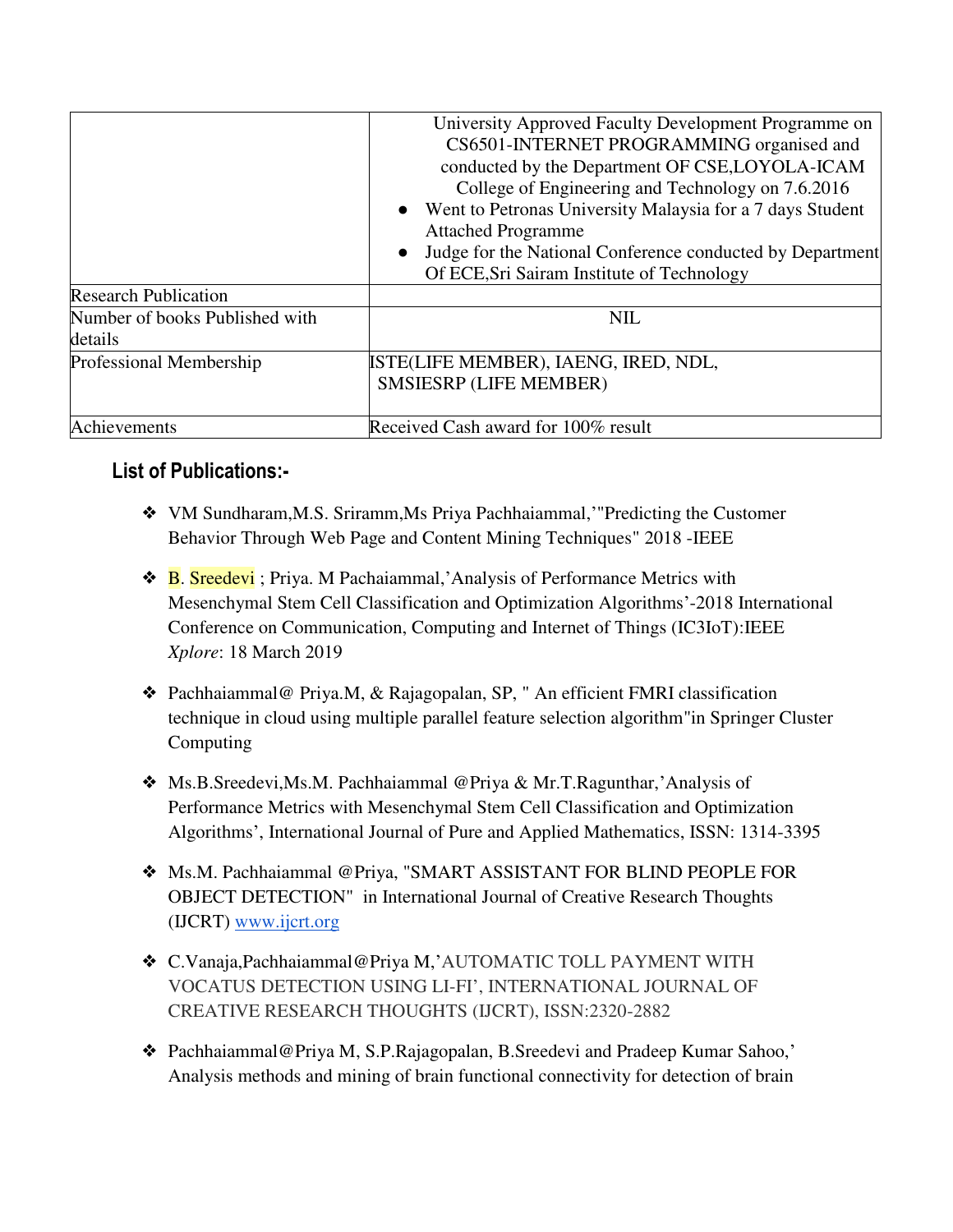| | |
|---|---|
| | University Approved Faculty Development Programme on CS6501-INTERNET PROGRAMMING organised and conducted by the Department OF CSE,LOYOLA-ICAM College of Engineering and Technology on 7.6.2016<br>• Went to Petronas University Malaysia for a 7 days Student Attached Programme<br>• Judge for the National Conference conducted by Department Of ECE,Sri Sairam Institute of Technology |
| Research Publication | |
| Number of books Published with details | NIL |
| Professional Membership | ISTE(LIFE MEMBER), IAENG, IRED, NDL, SMSIESRP (LIFE MEMBER) |
| Achievements | Received Cash award for 100% result |

## List of Publications:-

- VM Sundharam,M.S. Sriramm,Ms Priya Pachhaiammal,'"Predicting the Customer Behavior Through Web Page and Content Mining Techniques" 2018 -IEEE

- B. Sreedevi ; Priya. M Pachaiammal,'Analysis of Performance Metrics with Mesenchymal Stem Cell Classification and Optimization Algorithms'-2018 International Conference on Communication, Computing and Internet of Things (IC3IoT):IEEE *Xplore*: 18 March 2019

- Pachhaiammal@ Priya.M, & Rajagopalan, SP, " An efficient FMRI classification technique in cloud using multiple parallel feature selection algorithm"in Springer Cluster Computing

- Ms.B.Sreedevi,Ms.M. Pachhaiammal @Priya & Mr.T.Ragunthar,'Analysis of Performance Metrics with Mesenchymal Stem Cell Classification and Optimization Algorithms', International Journal of Pure and Applied Mathematics, ISSN: 1314-3395

- Ms.M. Pachhaiammal @Priya, "SMART ASSISTANT FOR BLIND PEOPLE FOR OBJECT DETECTION" in International Journal of Creative Research Thoughts (IJCRT) www.ijcrt.org

- C.Vanaja,Pachhaiammal@Priya M,'AUTOMATIC TOLL PAYMENT WITH VOCATUS DETECTION USING LI-FI', INTERNATIONAL JOURNAL OF CREATIVE RESEARCH THOUGHTS (IJCRT), ISSN:2320-2882

- Pachhaiammal@Priya M, S.P.Rajagopalan, B.Sreedevi and Pradeep Kumar Sahoo,' Analysis methods and mining of brain functional connectivity for detection of brain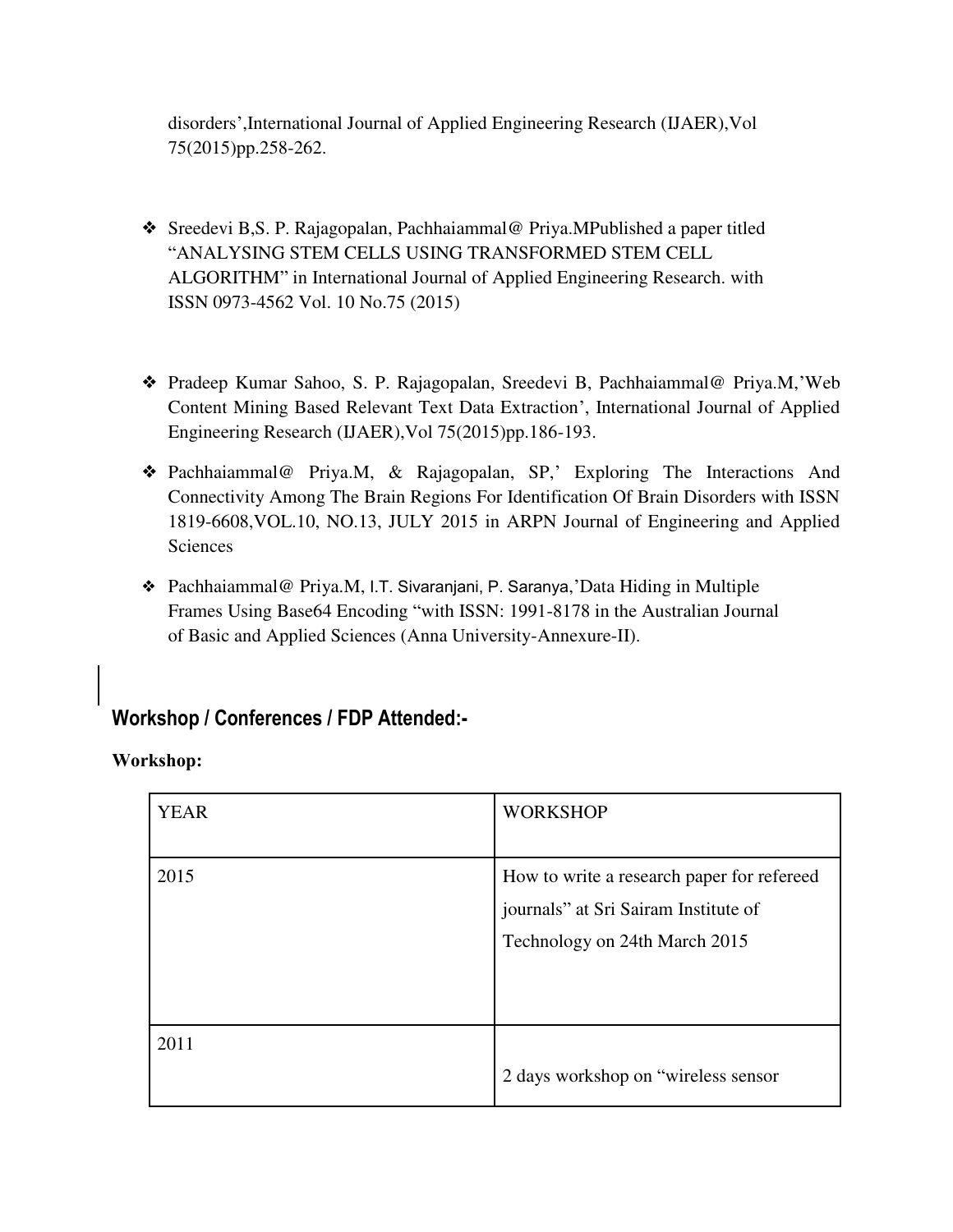disorders’,International Journal of Applied Engineering Research (IJAER),Vol 75(2015)pp.258-262.

- Sreedevi B,S. P. Rajagopalan, Pachhaiammal@ Priya.MPublished a paper titled “ANALYSING STEM CELLS USING TRANSFORMED STEM CELL ALGORITHM” in International Journal of Applied Engineering Research. with ISSN 0973-4562 Vol. 10 No.75 (2015)

- Pradeep Kumar Sahoo, S. P. Rajagopalan, Sreedevi B, Pachhaiammal@ Priya.M,’Web Content Mining Based Relevant Text Data Extraction’, International Journal of Applied Engineering Research (IJAER),Vol 75(2015)pp.186-193.

- Pachhaiammal@ Priya.M, & Rajagopalan, SP,’ Exploring The Interactions And Connectivity Among The Brain Regions For Identification Of Brain Disorders with ISSN 1819-6608,VOL.10, NO.13, JULY 2015 in ARPN Journal of Engineering and Applied Sciences

- Pachhaiammal@ Priya.M, I.T. Sivaranjani, P. Saranya,’Data Hiding in Multiple Frames Using Base64 Encoding “with ISSN: 1991-8178 in the Australian Journal of Basic and Applied Sciences (Anna University-Annexure-II).

## Workshop / Conferences / FDP Attended:-

**Workshop:**

| YEAR | WORKSHOP |
| --- | --- |
| 2015 | How to write a research paper for refereed journals” at Sri Sairam Institute of Technology on 24th March 2015 |
| 2011 | 2 days workshop on “wireless sensor |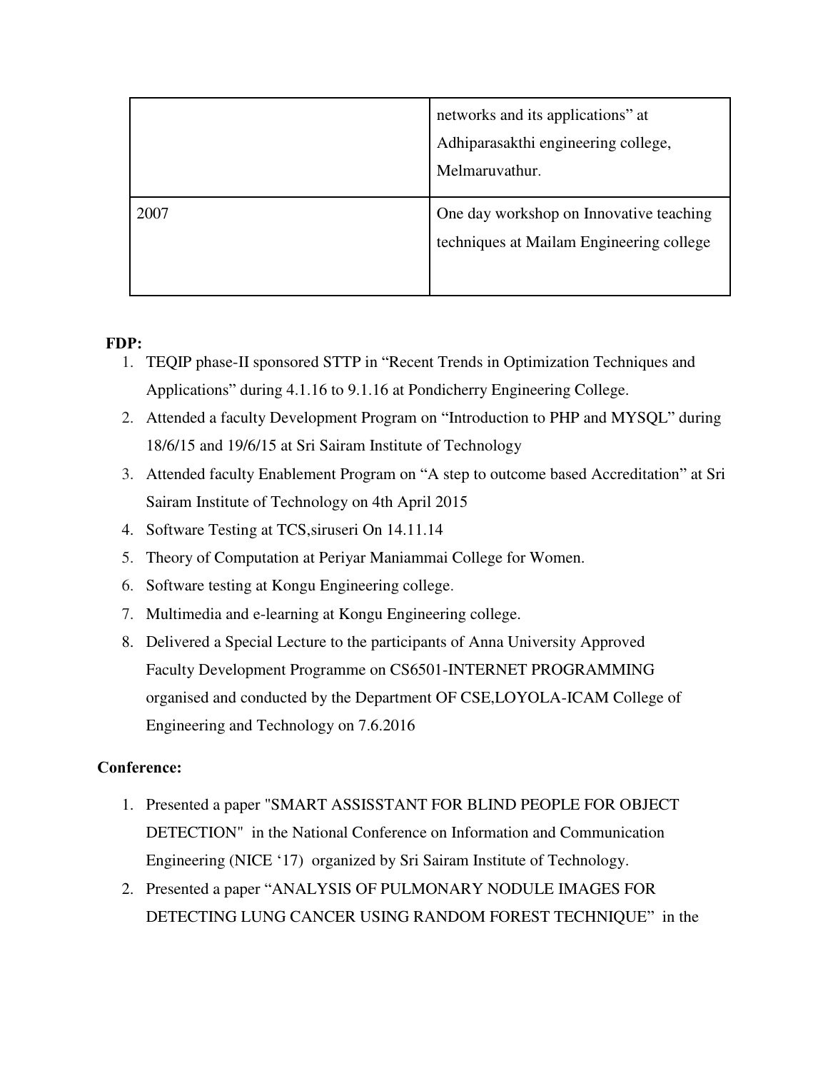| | |
|---|---|
| | networks and its applications" at Adhiparasakthi engineering college, Melmaruvathur. |
| 2007 | One day workshop on Innovative teaching techniques at Mailam Engineering college |

**FDP:**

1. TEQIP phase-II sponsored STTP in "Recent Trends in Optimization Techniques and Applications" during 4.1.16 to 9.1.16 at Pondicherry Engineering College.
2. Attended a faculty Development Program on "Introduction to PHP and MYSQL" during 18/6/15 and 19/6/15 at Sri Sairam Institute of Technology
3. Attended faculty Enablement Program on "A step to outcome based Accreditation" at Sri Sairam Institute of Technology on 4th April 2015
4. Software Testing at TCS,siruseri On 14.11.14
5. Theory of Computation at Periyar Maniammai College for Women.
6. Software testing at Kongu Engineering college.
7. Multimedia and e-learning at Kongu Engineering college.
8. Delivered a Special Lecture to the participants of Anna University Approved Faculty Development Programme on CS6501-INTERNET PROGRAMMING organised and conducted by the Department OF CSE,LOYOLA-ICAM College of Engineering and Technology on 7.6.2016

**Conference:**

1. Presented a paper "SMART ASSISSTANT FOR BLIND PEOPLE FOR OBJECT DETECTION" in the National Conference on Information and Communication Engineering (NICE '17) organized by Sri Sairam Institute of Technology.
2. Presented a paper "ANALYSIS OF PULMONARY NODULE IMAGES FOR DETECTING LUNG CANCER USING RANDOM FOREST TECHNIQUE" in the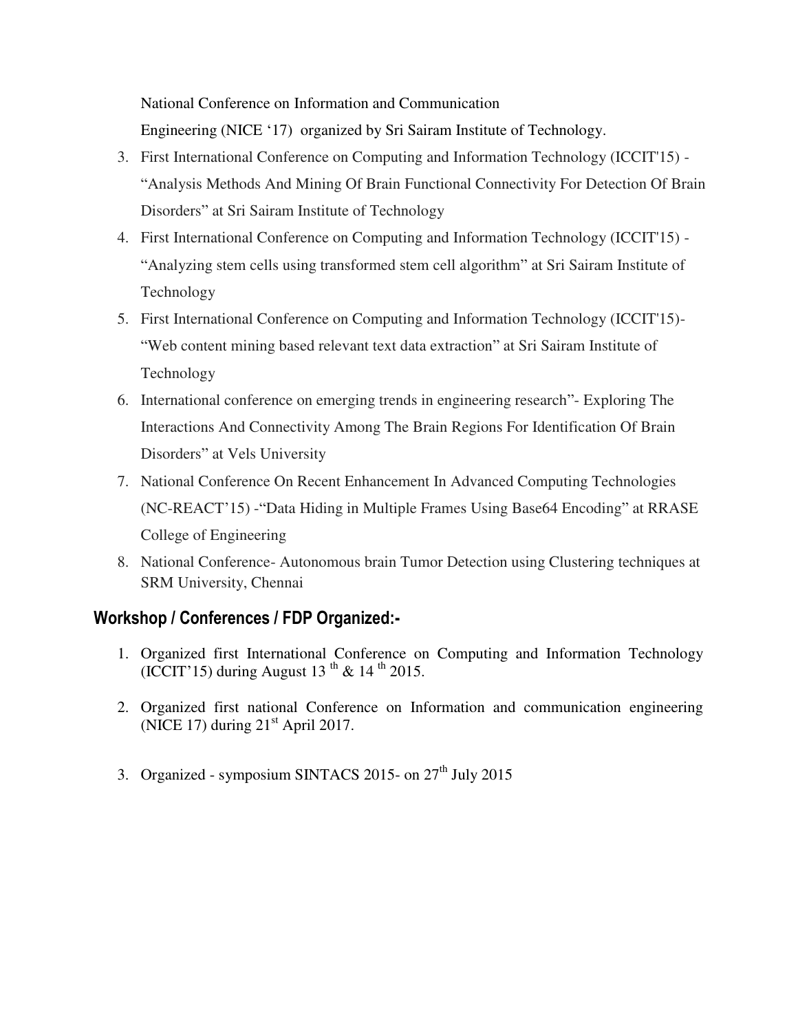National Conference on Information and Communication Engineering (NICE '17) organized by Sri Sairam Institute of Technology.

3. First International Conference on Computing and Information Technology (ICCIT'15) - "Analysis Methods And Mining Of Brain Functional Connectivity For Detection Of Brain Disorders" at Sri Sairam Institute of Technology
4. First International Conference on Computing and Information Technology (ICCIT'15) - "Analyzing stem cells using transformed stem cell algorithm" at Sri Sairam Institute of Technology
5. First International Conference on Computing and Information Technology (ICCIT'15)- "Web content mining based relevant text data extraction" at Sri Sairam Institute of Technology
6. International conference on emerging trends in engineering research"- Exploring The Interactions And Connectivity Among The Brain Regions For Identification Of Brain Disorders" at Vels University
7. National Conference On Recent Enhancement In Advanced Computing Technologies (NC-REACT'15) -"Data Hiding in Multiple Frames Using Base64 Encoding" at RRASE College of Engineering
8. National Conference- Autonomous brain Tumor Detection using Clustering techniques at SRM University, Chennai

## Workshop / Conferences / FDP Organized:-

1. Organized first International Conference on Computing and Information Technology (ICCIT'15) during August 13 th & 14 th 2015.
2. Organized first national Conference on Information and communication engineering (NICE 17) during 21st April 2017.
3. Organized - symposium SINTACS 2015- on 27th July 2015